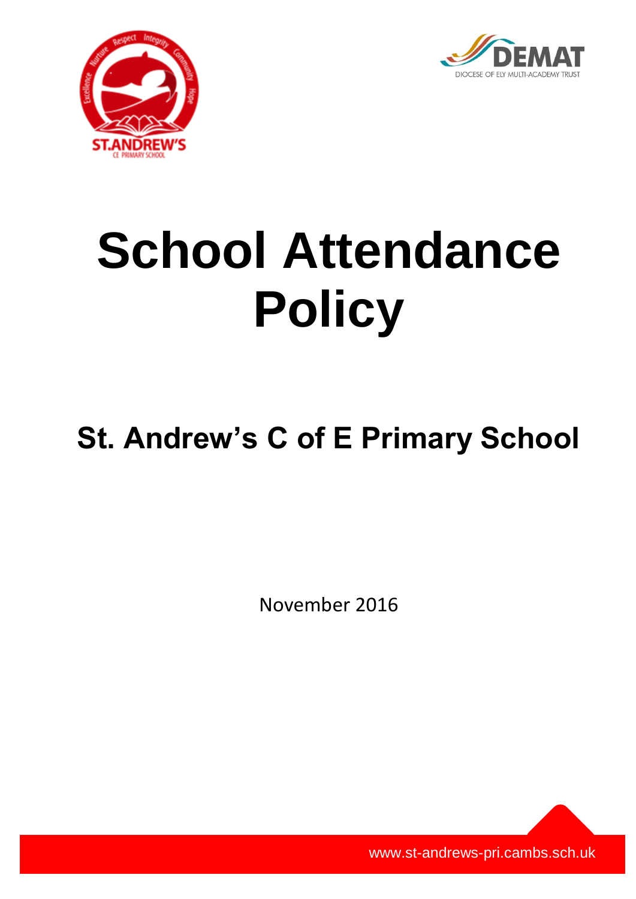# School Attendance Policy

## St. Andrew's C of E Primary School

November 2016

www.st-andrews-pri.cambs.sch.uk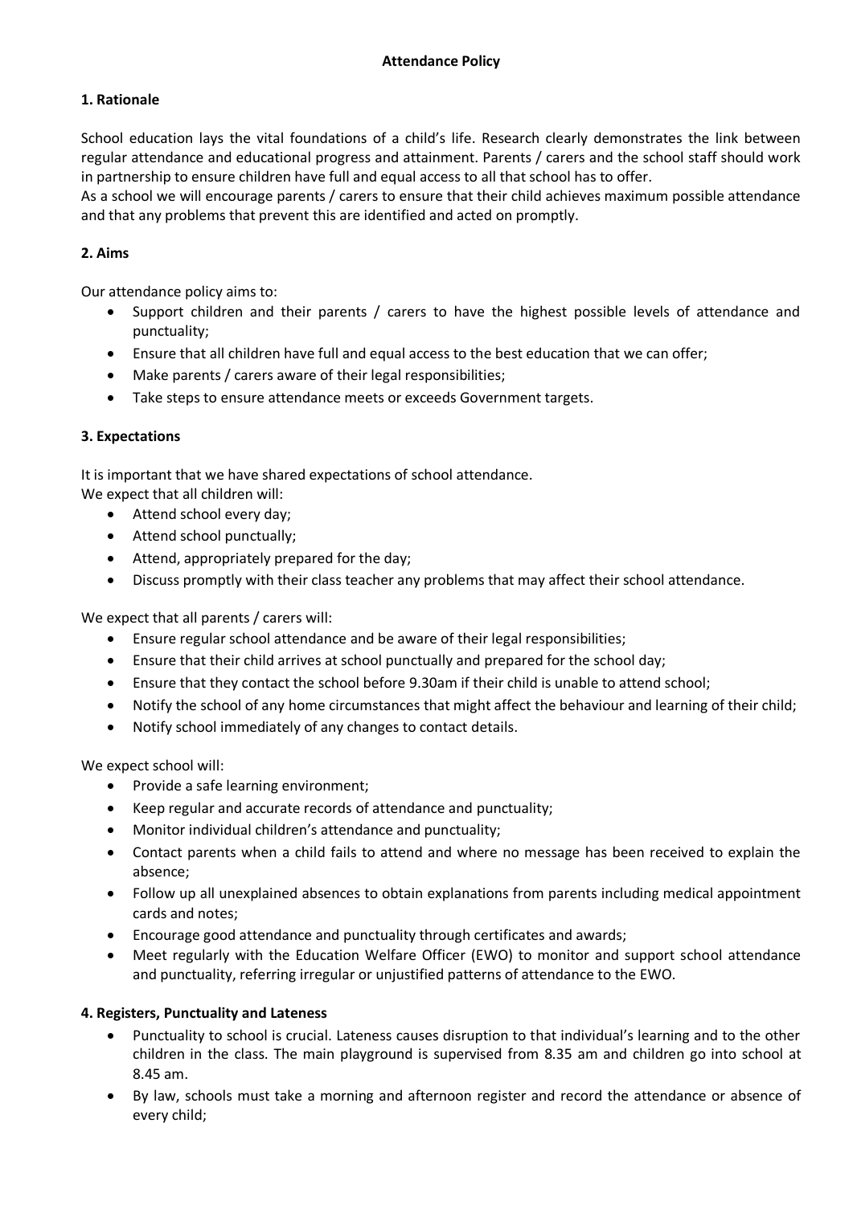# Attendance Policy

## 1. Rationale

School education lays the vital foundations of a child's life. Research clearly demonstrates the link between regular attendance and educational progress and attainment. Parents / carers and the school staff should work in partnership to ensure children have full and equal access to all that school has to offer.
As a school we will encourage parents / carers to ensure that their child achieves maximum possible attendance and that any problems that prevent this are identified and acted on promptly.

## 2. Aims

Our attendance policy aims to:

- Support children and their parents / carers to have the highest possible levels of attendance and punctuality;
- Ensure that all children have full and equal access to the best education that we can offer;
- Make parents / carers aware of their legal responsibilities;
- Take steps to ensure attendance meets or exceeds Government targets.

## 3. Expectations

It is important that we have shared expectations of school attendance.
We expect that all children will:

- Attend school every day;
- Attend school punctually;
- Attend, appropriately prepared for the day;
- Discuss promptly with their class teacher any problems that may affect their school attendance.

We expect that all parents / carers will:

- Ensure regular school attendance and be aware of their legal responsibilities;
- Ensure that their child arrives at school punctually and prepared for the school day;
- Ensure that they contact the school before 9.30am if their child is unable to attend school;
- Notify the school of any home circumstances that might affect the behaviour and learning of their child;
- Notify school immediately of any changes to contact details.

We expect school will:

- Provide a safe learning environment;
- Keep regular and accurate records of attendance and punctuality;
- Monitor individual children's attendance and punctuality;
- Contact parents when a child fails to attend and where no message has been received to explain the absence;
- Follow up all unexplained absences to obtain explanations from parents including medical appointment cards and notes;
- Encourage good attendance and punctuality through certificates and awards;
- Meet regularly with the Education Welfare Officer (EWO) to monitor and support school attendance and punctuality, referring irregular or unjustified patterns of attendance to the EWO.

## 4. Registers, Punctuality and Lateness

- Punctuality to school is crucial. Lateness causes disruption to that individual's learning and to the other children in the class. The main playground is supervised from 8.35 am and children go into school at 8.45 am.
- By law, schools must take a morning and afternoon register and record the attendance or absence of every child;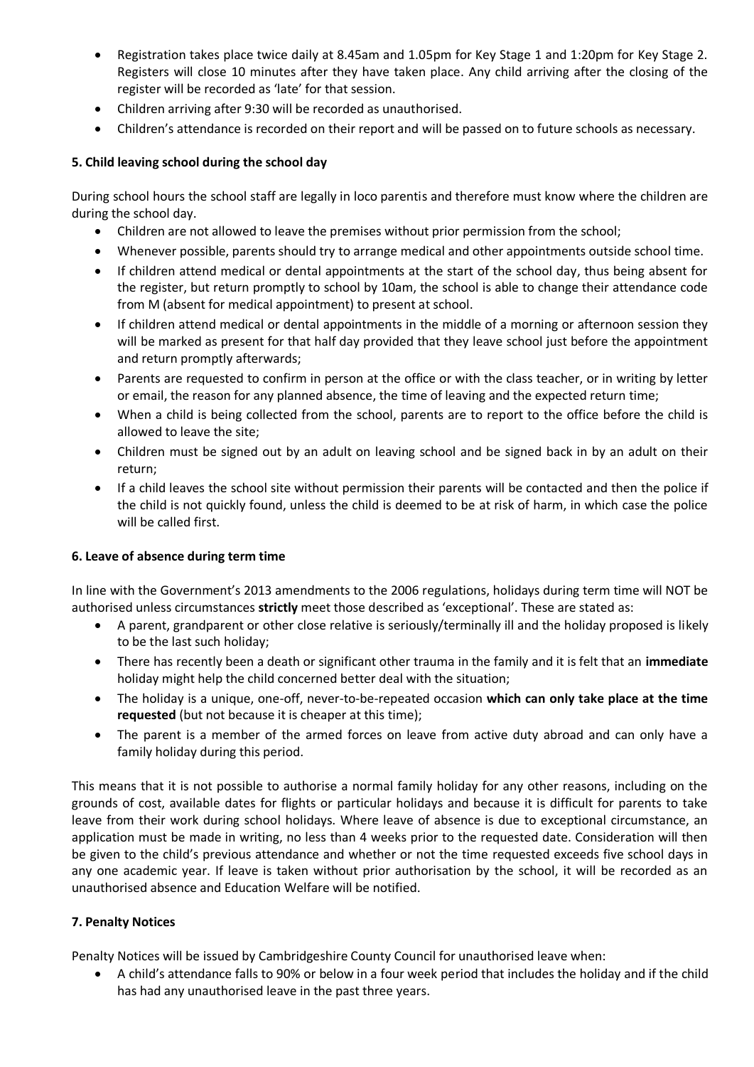- Registration takes place twice daily at 8.45am and 1.05pm for Key Stage 1 and 1:20pm for Key Stage 2. Registers will close 10 minutes after they have taken place. Any child arriving after the closing of the register will be recorded as 'late' for that session.
- Children arriving after 9:30 will be recorded as unauthorised.
- Children's attendance is recorded on their report and will be passed on to future schools as necessary.

### 5. Child leaving school during the school day

During school hours the school staff are legally in loco parentis and therefore must know where the children are during the school day.

- Children are not allowed to leave the premises without prior permission from the school;
- Whenever possible, parents should try to arrange medical and other appointments outside school time.
- If children attend medical or dental appointments at the start of the school day, thus being absent for the register, but return promptly to school by 10am, the school is able to change their attendance code from M (absent for medical appointment) to present at school.
- If children attend medical or dental appointments in the middle of a morning or afternoon session they will be marked as present for that half day provided that they leave school just before the appointment and return promptly afterwards;
- Parents are requested to confirm in person at the office or with the class teacher, or in writing by letter or email, the reason for any planned absence, the time of leaving and the expected return time;
- When a child is being collected from the school, parents are to report to the office before the child is allowed to leave the site;
- Children must be signed out by an adult on leaving school and be signed back in by an adult on their return;
- If a child leaves the school site without permission their parents will be contacted and then the police if the child is not quickly found, unless the child is deemed to be at risk of harm, in which case the police will be called first.

### 6. Leave of absence during term time

In line with the Government's 2013 amendments to the 2006 regulations, holidays during term time will NOT be authorised unless circumstances **strictly** meet those described as 'exceptional'. These are stated as:

- A parent, grandparent or other close relative is seriously/terminally ill and the holiday proposed is likely to be the last such holiday;
- There has recently been a death or significant other trauma in the family and it is felt that an **immediate** holiday might help the child concerned better deal with the situation;
- The holiday is a unique, one-off, never-to-be-repeated occasion **which can only take place at the time requested** (but not because it is cheaper at this time);
- The parent is a member of the armed forces on leave from active duty abroad and can only have a family holiday during this period.

This means that it is not possible to authorise a normal family holiday for any other reasons, including on the grounds of cost, available dates for flights or particular holidays and because it is difficult for parents to take leave from their work during school holidays. Where leave of absence is due to exceptional circumstance, an application must be made in writing, no less than 4 weeks prior to the requested date. Consideration will then be given to the child's previous attendance and whether or not the time requested exceeds five school days in any one academic year. If leave is taken without prior authorisation by the school, it will be recorded as an unauthorised absence and Education Welfare will be notified.

### 7. Penalty Notices

Penalty Notices will be issued by Cambridgeshire County Council for unauthorised leave when:

- A child's attendance falls to 90% or below in a four week period that includes the holiday and if the child has had any unauthorised leave in the past three years.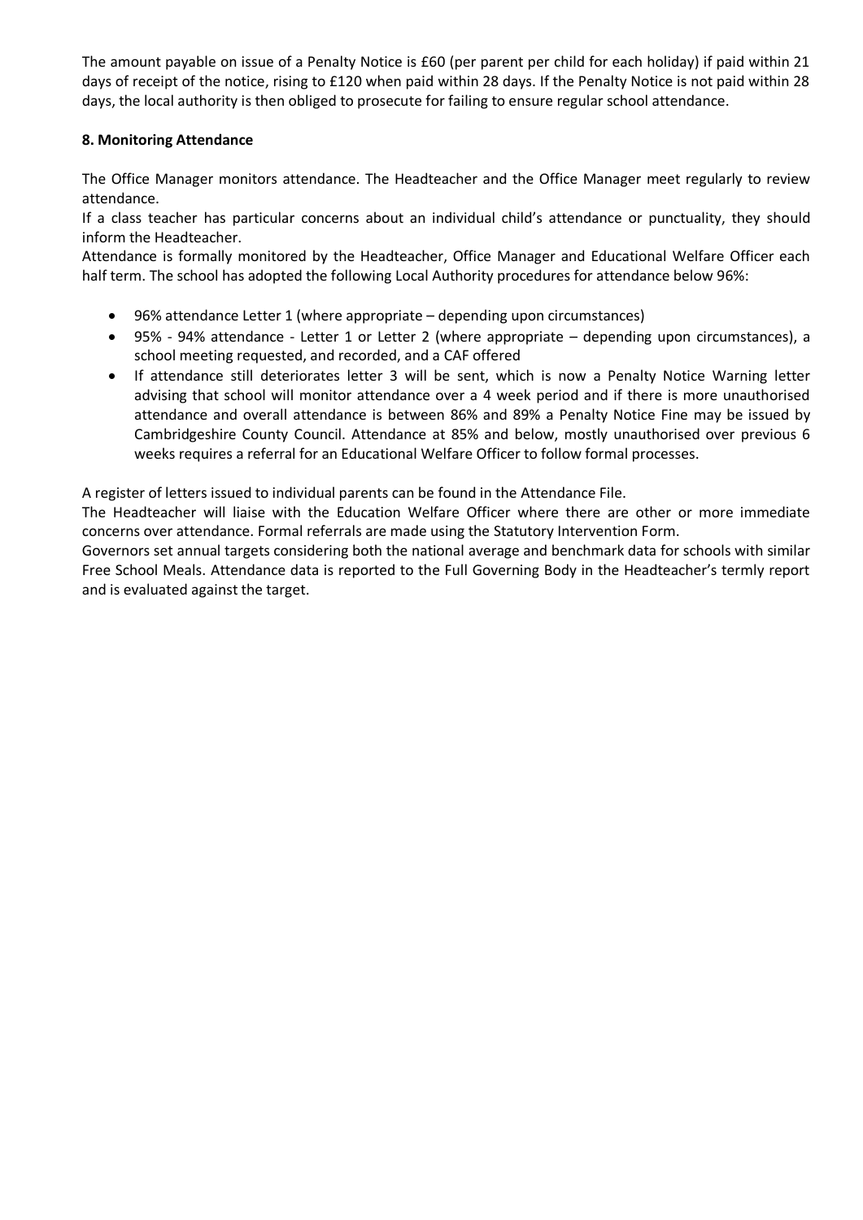The amount payable on issue of a Penalty Notice is £60 (per parent per child for each holiday) if paid within 21 days of receipt of the notice, rising to £120 when paid within 28 days. If the Penalty Notice is not paid within 28 days, the local authority is then obliged to prosecute for failing to ensure regular school attendance.

**8. Monitoring Attendance**

The Office Manager monitors attendance. The Headteacher and the Office Manager meet regularly to review attendance.

If a class teacher has particular concerns about an individual child's attendance or punctuality, they should inform the Headteacher.

Attendance is formally monitored by the Headteacher, Office Manager and Educational Welfare Officer each half term. The school has adopted the following Local Authority procedures for attendance below 96%:

- 96% attendance Letter 1 (where appropriate – depending upon circumstances)
- 95% - 94% attendance - Letter 1 or Letter 2 (where appropriate – depending upon circumstances), a school meeting requested, and recorded, and a CAF offered
- If attendance still deteriorates letter 3 will be sent, which is now a Penalty Notice Warning letter advising that school will monitor attendance over a 4 week period and if there is more unauthorised attendance and overall attendance is between 86% and 89% a Penalty Notice Fine may be issued by Cambridgeshire County Council. Attendance at 85% and below, mostly unauthorised over previous 6 weeks requires a referral for an Educational Welfare Officer to follow formal processes.

A register of letters issued to individual parents can be found in the Attendance File.

The Headteacher will liaise with the Education Welfare Officer where there are other or more immediate concerns over attendance. Formal referrals are made using the Statutory Intervention Form.

Governors set annual targets considering both the national average and benchmark data for schools with similar Free School Meals. Attendance data is reported to the Full Governing Body in the Headteacher's termly report and is evaluated against the target.